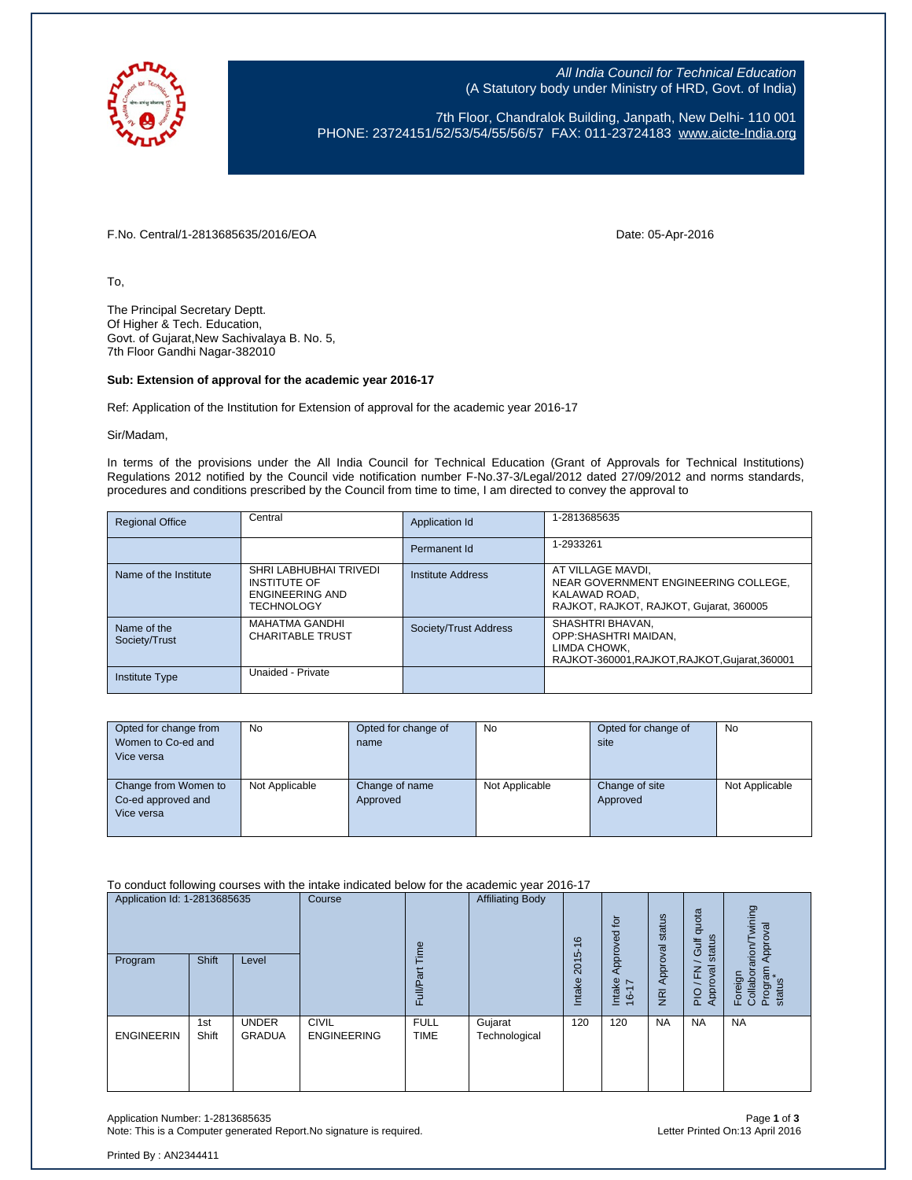*All India Council for Technical Education*
(A Statutory body under Ministry of HRD, Govt. of India)

7th Floor, Chandralok Building, Janpath, New Delhi- 110 001
PHONE: 23724151/52/53/54/55/56/57 FAX: 011-23724183 www.aicte-India.org

F.No. Central/1-2813685635/2016/EOA

Date: 05-Apr-2016

To,

The Principal Secretary Deptt.
Of Higher & Tech. Education,
Govt. of Gujarat,New Sachivalaya B. No. 5,
7th Floor Gandhi Nagar-382010

**Sub: Extension of approval for the academic year 2016-17**

Ref: Application of the Institution for Extension of approval for the academic year 2016-17

Sir/Madam,

In terms of the provisions under the All India Council for Technical Education (Grant of Approvals for Technical Institutions) Regulations 2012 notified by the Council vide notification number F-No.37-3/Legal/2012 dated 27/09/2012 and norms standards, procedures and conditions prescribed by the Council from time to time, I am directed to convey the approval to

| Regional Office | Central | Application Id | 1-2813685635 |
|---|---|---|---|
| | | Permanent Id | 1-2933261 |
| Name of the Institute | SHRI LABHUBHAI TRIVEDI INSTITUTE OF ENGINEERING AND TECHNOLOGY | Institute Address | AT VILLAGE MAVDI, NEAR GOVERNMENT ENGINEERING COLLEGE, KALAWAD ROAD, RAJKOT, RAJKOT, RAJKOT, Gujarat, 360005 |
| Name of the Society/Trust | MAHATMA GANDHI CHARITABLE TRUST | Society/Trust Address | SHASHTRI BHAVAN, OPP:SHASHTRI MAIDAN, LIMDA CHOWK, RAJKOT-360001,RAJKOT,RAJKOT,Gujarat,360001 |
| Institute Type | Unaided - Private | | |

| Opted for change from Women to Co-ed and Vice versa | No | Opted for change of name | No | Opted for change of site | No |
|---|---|---|---|---|---|
| Change from Women to Co-ed approved and Vice versa | Not Applicable | Change of name Approved | Not Applicable | Change of site Approved | Not Applicable |

To conduct following courses with the intake indicated below for the academic year 2016-17

| Application Id: 1-2813685635 | | | Course | Full/Part Time | Affiliating Body | Intake 2015-16 | Intake Approved for 16-17 | NRI Approval status | PIO / FN / Gulf quota Approval status | Foreign Collaboration/Twining Program Approval status* |
|---|---|---|---|---|---|---|---|---|---|---|
| Program | Shift | Level | | | | | | | | |
| ENGINEERIN | 1st Shift | UNDER GRADUA | CIVIL ENGINEERING | FULL TIME | Gujarat Technological | 120 | 120 | NA | NA | NA |

Application Number: 1-2813685635
Note: This is a Computer generated Report.No signature is required.

Letter Printed On:13 April 2016

Printed By : AN2344411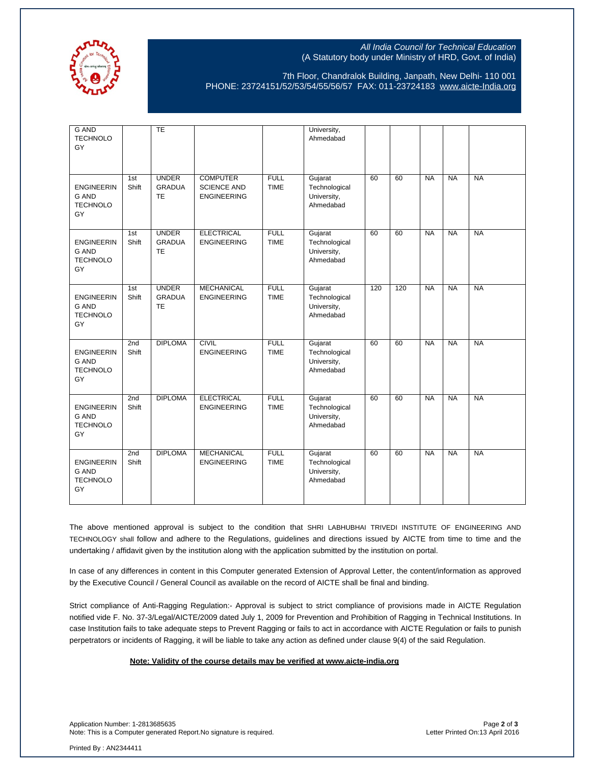| | | | | | | | | | | |
|---|---|---|---|---|---|---|---|---|---|---|
| G AND TECHNOLOGY | | TE | | | University, Ahmedabad | | | | | |
| ENGINEERING AND TECHNOLOGY | 1st Shift | UNDER GRADUATE | COMPUTER SCIENCE AND ENGINEERING | FULL TIME | Gujarat Technological University, Ahmedabad | 60 | 60 | NA | NA | NA |
| ENGINEERING AND TECHNOLOGY | 1st Shift | UNDER GRADUATE | ELECTRICAL ENGINEERING | FULL TIME | Gujarat Technological University, Ahmedabad | 60 | 60 | NA | NA | NA |
| ENGINEERING AND TECHNOLOGY | 1st Shift | UNDER GRADUATE | MECHANICAL ENGINEERING | FULL TIME | Gujarat Technological University, Ahmedabad | 120 | 120 | NA | NA | NA |
| ENGINEERING AND TECHNOLOGY | 2nd Shift | DIPLOMA | CIVIL ENGINEERING | FULL TIME | Gujarat Technological University, Ahmedabad | 60 | 60 | NA | NA | NA |
| ENGINEERING AND TECHNOLOGY | 2nd Shift | DIPLOMA | ELECTRICAL ENGINEERING | FULL TIME | Gujarat Technological University, Ahmedabad | 60 | 60 | NA | NA | NA |
| ENGINEERING AND TECHNOLOGY | 2nd Shift | DIPLOMA | MECHANICAL ENGINEERING | FULL TIME | Gujarat Technological University, Ahmedabad | 60 | 60 | NA | NA | NA |

The above mentioned approval is subject to the condition that SHRI LABHUBHAI TRIVEDI INSTITUTE OF ENGINEERING AND TECHNOLOGY shall follow and adhere to the Regulations, guidelines and directions issued by AICTE from time to time and the undertaking / affidavit given by the institution along with the application submitted by the institution on portal.

In case of any differences in content in this Computer generated Extension of Approval Letter, the content/information as approved by the Executive Council / General Council as available on the record of AICTE shall be final and binding.

Strict compliance of Anti-Ragging Regulation:- Approval is subject to strict compliance of provisions made in AICTE Regulation notified vide F. No. 37-3/Legal/AICTE/2009 dated July 1, 2009 for Prevention and Prohibition of Ragging in Technical Institutions. In case Institution fails to take adequate steps to Prevent Ragging or fails to act in accordance with AICTE Regulation or fails to punish perpetrators or incidents of Ragging, it will be liable to take any action as defined under clause 9(4) of the said Regulation.

**Note: Validity of the course details may be verified at www.aicte-india.org**

Application Number: 1-2813685635
Note: This is a Computer generated Report.No signature is required.

Letter Printed On:13 April 2016

Printed By : AN2344411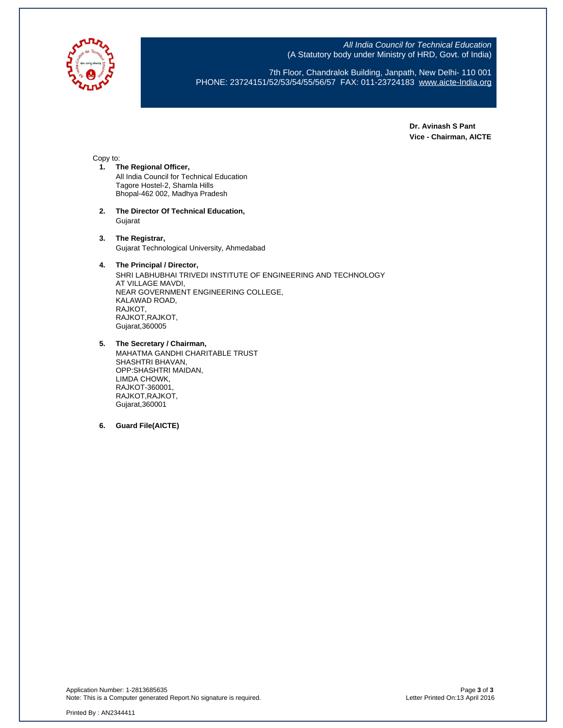*All India Council for Technical Education*
(A Statutory body under Ministry of HRD, Govt. of India)

7th Floor, Chandralok Building, Janpath, New Delhi- 110 001
PHONE: 23724151/52/53/54/55/56/57 FAX: 011-23724183 www.aicte-India.org

**Dr. Avinash S Pant**
**Vice - Chairman, AICTE**

Copy to:

1. **The Regional Officer,**
   All India Council for Technical Education
   Tagore Hostel-2, Shamla Hills
   Bhopal-462 002, Madhya Pradesh

2. **The Director Of Technical Education,**
   Gujarat

3. **The Registrar,**
   Gujarat Technological University, Ahmedabad

4. **The Principal / Director,**
   SHRI LABHUBHAI TRIVEDI INSTITUTE OF ENGINEERING AND TECHNOLOGY
   AT VILLAGE MAVDI,
   NEAR GOVERNMENT ENGINEERING COLLEGE,
   KALAWAD ROAD,
   RAJKOT,
   RAJKOT,RAJKOT,
   Gujarat,360005

5. **The Secretary / Chairman,**
   MAHATMA GANDHI CHARITABLE TRUST
   SHASHTRI BHAVAN,
   OPP:SHASHTRI MAIDAN,
   LIMDA CHOWK,
   RAJKOT-360001,
   RAJKOT,RAJKOT,
   Gujarat,360001

6. **Guard File(AICTE)**

Application Number: 1-2813685635
Note: This is a Computer generated Report.No signature is required.

Letter Printed On:13 April 2016

Printed By : AN2344411